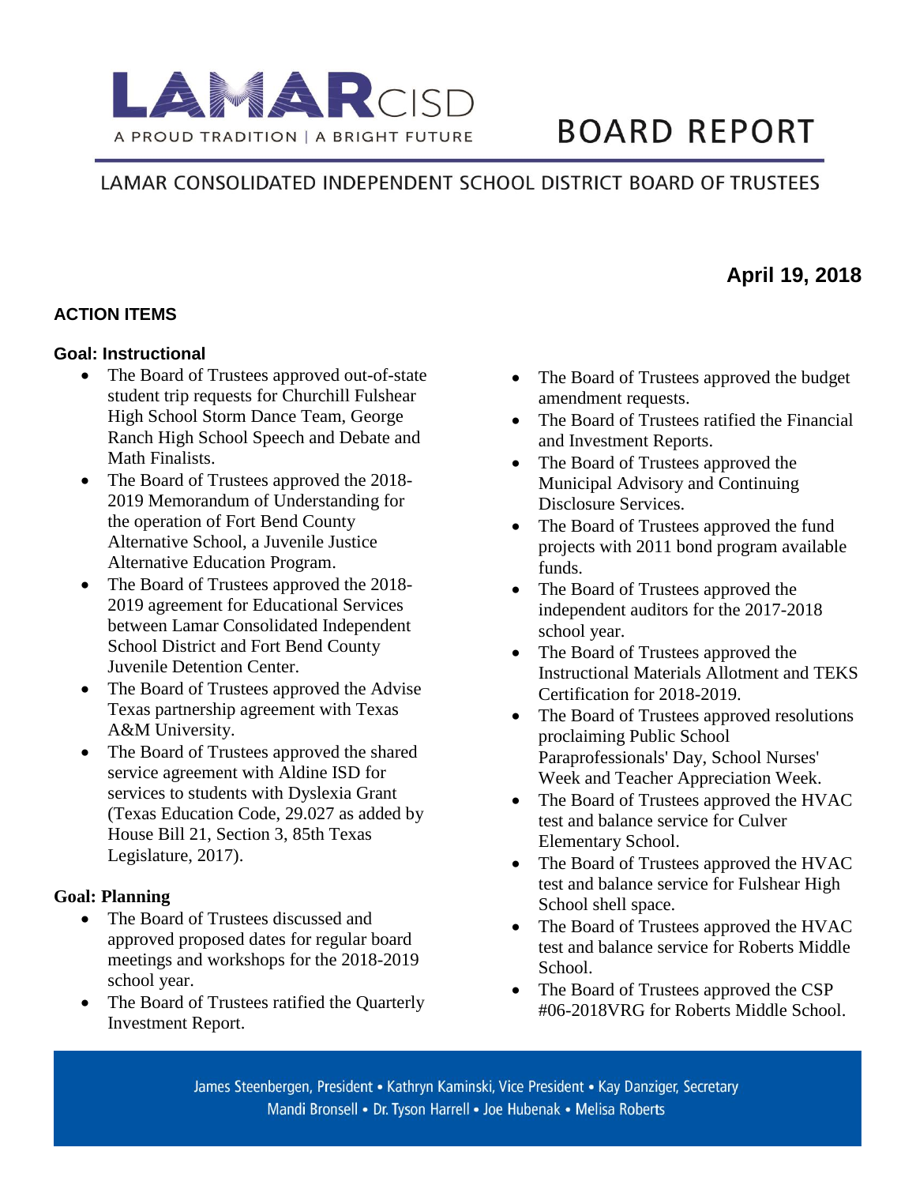# LAMAR CISD

A PROUD TRADITION | A BRIGHT FUTURE

# BOARD REPORT

LAMAR CONSOLIDATED INDEPENDENT SCHOOL DISTRICT BOARD OF TRUSTEES

**April 19, 2018**

## ACTION ITEMS

### Goal: Instructional

- The Board of Trustees approved out-of-state student trip requests for Churchill Fulshear High School Storm Dance Team, George Ranch High School Speech and Debate and Math Finalists.
- The Board of Trustees approved the 2018-2019 Memorandum of Understanding for the operation of Fort Bend County Alternative School, a Juvenile Justice Alternative Education Program.
- The Board of Trustees approved the 2018-2019 agreement for Educational Services between Lamar Consolidated Independent School District and Fort Bend County Juvenile Detention Center.
- The Board of Trustees approved the Advise Texas partnership agreement with Texas A&M University.
- The Board of Trustees approved the shared service agreement with Aldine ISD for services to students with Dyslexia Grant (Texas Education Code, 29.027 as added by House Bill 21, Section 3, 85th Texas Legislature, 2017).

### Goal: Planning

- The Board of Trustees discussed and approved proposed dates for regular board meetings and workshops for the 2018-2019 school year.
- The Board of Trustees ratified the Quarterly Investment Report.
- The Board of Trustees approved the budget amendment requests.
- The Board of Trustees ratified the Financial and Investment Reports.
- The Board of Trustees approved the Municipal Advisory and Continuing Disclosure Services.
- The Board of Trustees approved the fund projects with 2011 bond program available funds.
- The Board of Trustees approved the independent auditors for the 2017-2018 school year.
- The Board of Trustees approved the Instructional Materials Allotment and TEKS Certification for 2018-2019.
- The Board of Trustees approved resolutions proclaiming Public School Paraprofessionals' Day, School Nurses' Week and Teacher Appreciation Week.
- The Board of Trustees approved the HVAC test and balance service for Culver Elementary School.
- The Board of Trustees approved the HVAC test and balance service for Fulshear High School shell space.
- The Board of Trustees approved the HVAC test and balance service for Roberts Middle School.
- The Board of Trustees approved the CSP #06-2018VRG for Roberts Middle School.

James Steenbergen, President • Kathryn Kaminski, Vice President • Kay Danziger, Secretary
Mandi Bronsell • Dr. Tyson Harrell • Joe Hubenak • Melisa Roberts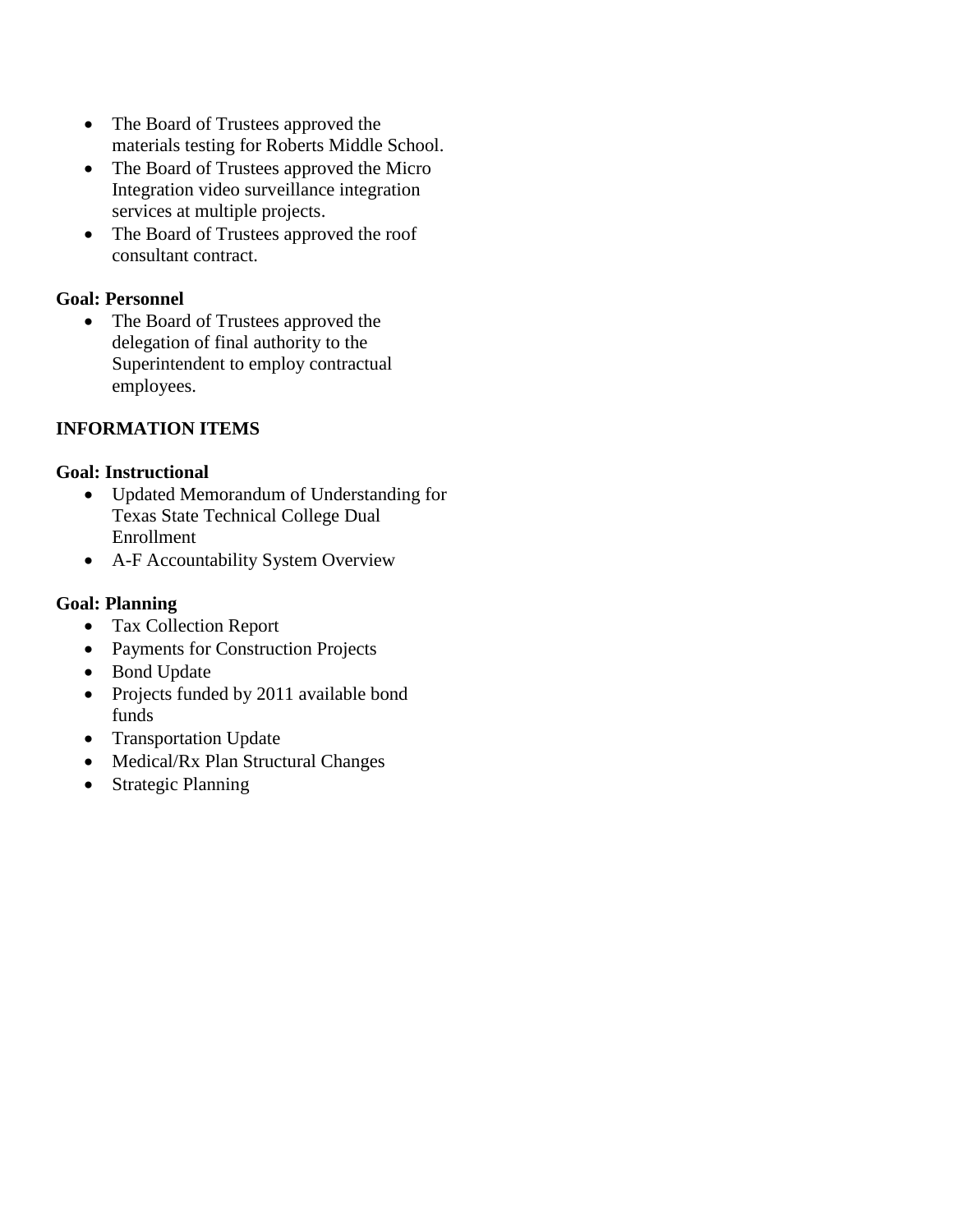- The Board of Trustees approved the materials testing for Roberts Middle School.
- The Board of Trustees approved the Micro Integration video surveillance integration services at multiple projects.
- The Board of Trustees approved the roof consultant contract.

**Goal: Personnel**

- The Board of Trustees approved the delegation of final authority to the Superintendent to employ contractual employees.

**INFORMATION ITEMS**

**Goal: Instructional**

- Updated Memorandum of Understanding for Texas State Technical College Dual Enrollment
- A-F Accountability System Overview

**Goal: Planning**

- Tax Collection Report
- Payments for Construction Projects
- Bond Update
- Projects funded by 2011 available bond funds
- Transportation Update
- Medical/Rx Plan Structural Changes
- Strategic Planning